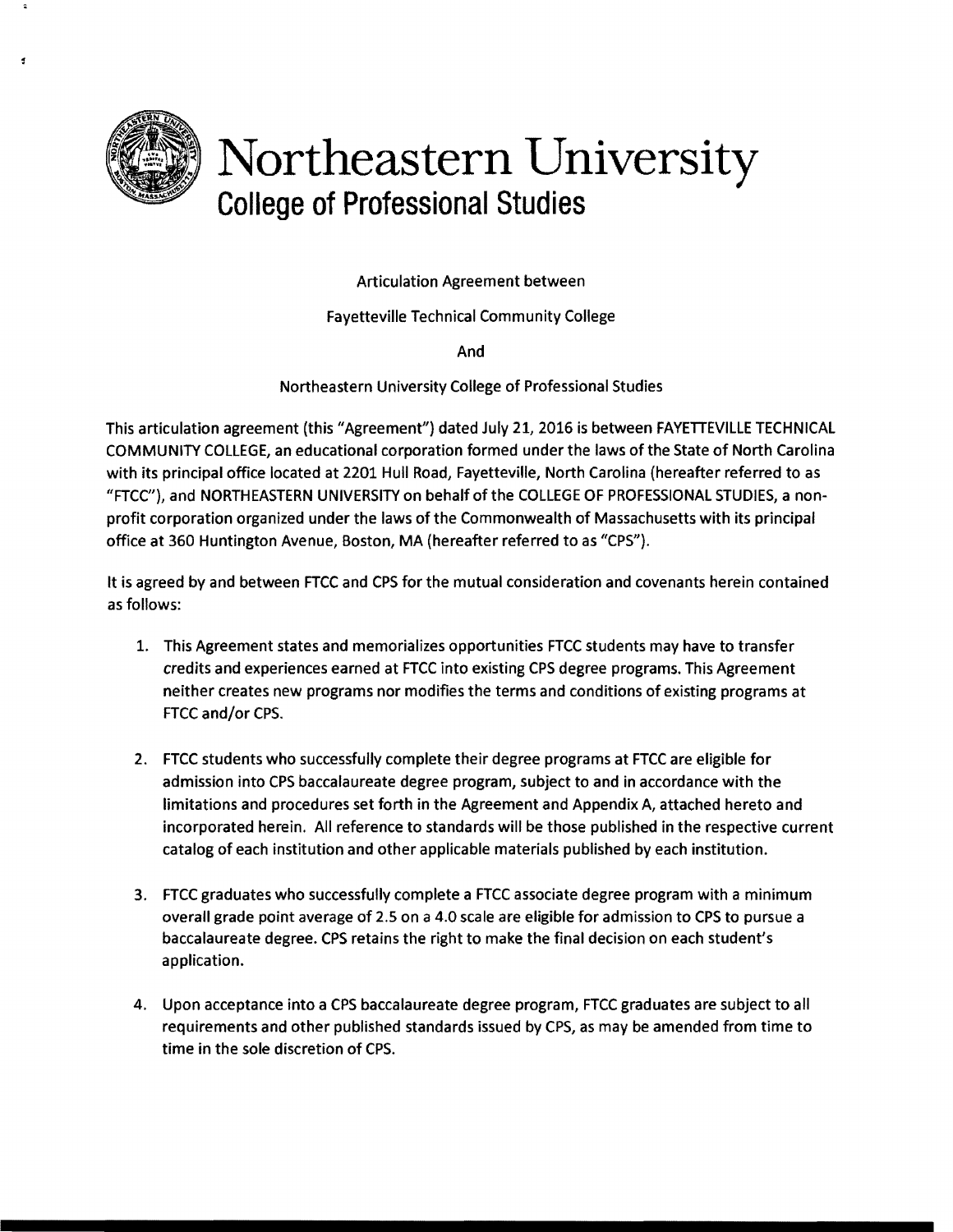# Northeastern University
## College of Professional Studies

Articulation Agreement between

Fayetteville Technical Community College

And

Northeastern University College of Professional Studies

This articulation agreement (this "Agreement") dated July 21, 2016 is between FAYETTEVILLE TECHNICAL COMMUNITY COLLEGE, an educational corporation formed under the laws of the State of North Carolina with its principal office located at 2201 Hull Road, Fayetteville, North Carolina (hereafter referred to as "FTCC"), and NORTHEASTERN UNIVERSITY on behalf of the COLLEGE OF PROFESSIONAL STUDIES, a non-profit corporation organized under the laws of the Commonwealth of Massachusetts with its principal office at 360 Huntington Avenue, Boston, MA (hereafter referred to as "CPS").

It is agreed by and between FTCC and CPS for the mutual consideration and covenants herein contained as follows:

1. This Agreement states and memorializes opportunities FTCC students may have to transfer credits and experiences earned at FTCC into existing CPS degree programs. This Agreement neither creates new programs nor modifies the terms and conditions of existing programs at FTCC and/or CPS.

2. FTCC students who successfully complete their degree programs at FTCC are eligible for admission into CPS baccalaureate degree program, subject to and in accordance with the limitations and procedures set forth in the Agreement and Appendix A, attached hereto and incorporated herein. All reference to standards will be those published in the respective current catalog of each institution and other applicable materials published by each institution.

3. FTCC graduates who successfully complete a FTCC associate degree program with a minimum overall grade point average of 2.5 on a 4.0 scale are eligible for admission to CPS to pursue a baccalaureate degree. CPS retains the right to make the final decision on each student's application.

4. Upon acceptance into a CPS baccalaureate degree program, FTCC graduates are subject to all requirements and other published standards issued by CPS, as may be amended from time to time in the sole discretion of CPS.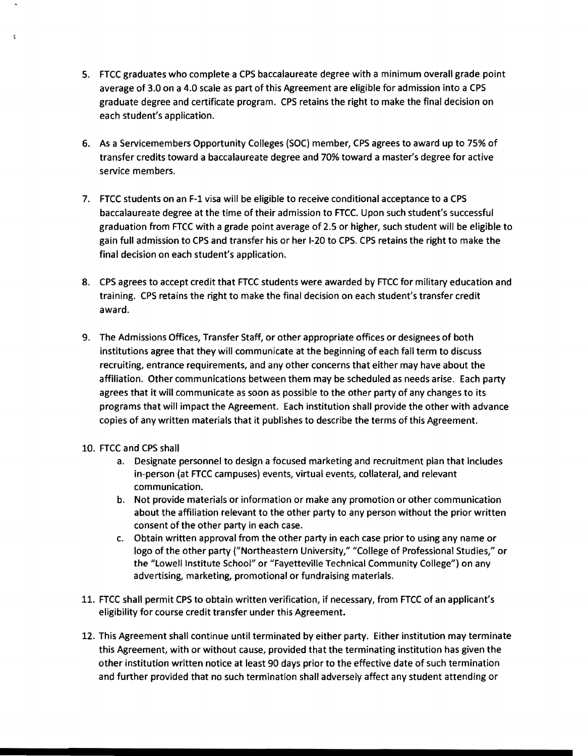5. FTCC graduates who complete a CPS baccalaureate degree with a minimum overall grade point average of 3.0 on a 4.0 scale as part of this Agreement are eligible for admission into a CPS graduate degree and certificate program. CPS retains the right to make the final decision on each student's application.

6. As a Servicemembers Opportunity Colleges (SOC) member, CPS agrees to award up to 75% of transfer credits toward a baccalaureate degree and 70% toward a master's degree for active service members.

7. FTCC students on an F-1 visa will be eligible to receive conditional acceptance to a CPS baccalaureate degree at the time of their admission to FTCC. Upon such student's successful graduation from FTCC with a grade point average of 2.5 or higher, such student will be eligible to gain full admission to CPS and transfer his or her I-20 to CPS. CPS retains the right to make the final decision on each student's application.

8. CPS agrees to accept credit that FTCC students were awarded by FTCC for military education and training. CPS retains the right to make the final decision on each student's transfer credit award.

9. The Admissions Offices, Transfer Staff, or other appropriate offices or designees of both institutions agree that they will communicate at the beginning of each fall term to discuss recruiting, entrance requirements, and any other concerns that either may have about the affiliation. Other communications between them may be scheduled as needs arise. Each party agrees that it will communicate as soon as possible to the other party of any changes to its programs that will impact the Agreement. Each institution shall provide the other with advance copies of any written materials that it publishes to describe the terms of this Agreement.

10. FTCC and CPS shall
    a. Designate personnel to design a focused marketing and recruitment plan that includes in-person (at FTCC campuses) events, virtual events, collateral, and relevant communication.
    b. Not provide materials or information or make any promotion or other communication about the affiliation relevant to the other party to any person without the prior written consent of the other party in each case.
    c. Obtain written approval from the other party in each case prior to using any name or logo of the other party ("Northeastern University," "College of Professional Studies," or the "Lowell Institute School" or "Fayetteville Technical Community College") on any advertising, marketing, promotional or fundraising materials.

11. FTCC shall permit CPS to obtain written verification, if necessary, from FTCC of an applicant's eligibility for course credit transfer under this Agreement.

12. This Agreement shall continue until terminated by either party. Either institution may terminate this Agreement, with or without cause, provided that the terminating institution has given the other institution written notice at least 90 days prior to the effective date of such termination and further provided that no such termination shall adversely affect any student attending or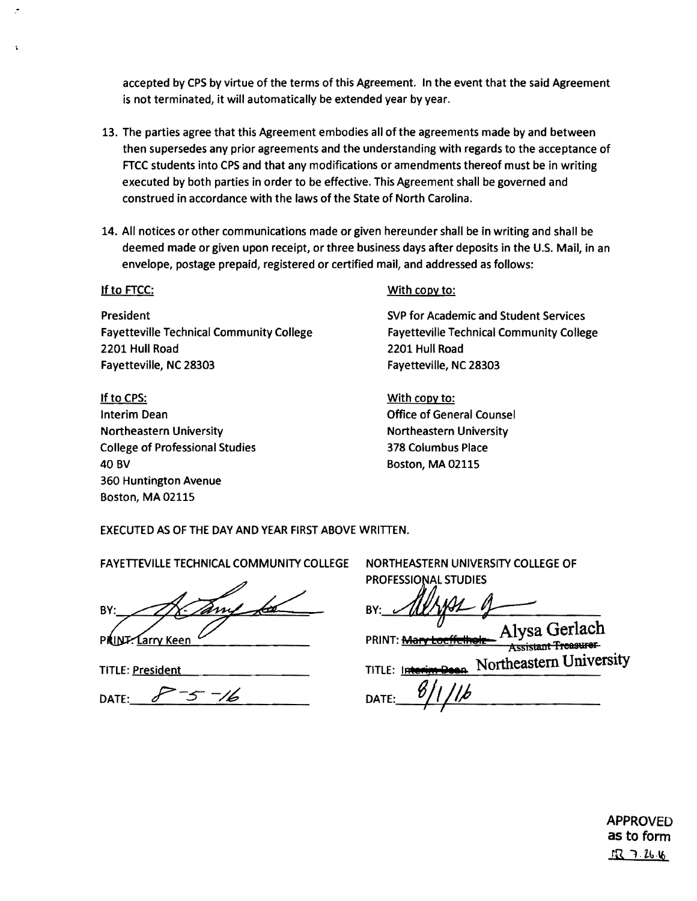accepted by CPS by virtue of the terms of this Agreement. In the event that the said Agreement is not terminated, it will automatically be extended year by year.

13. The parties agree that this Agreement embodies all of the agreements made by and between then supersedes any prior agreements and the understanding with regards to the acceptance of FTCC students into CPS and that any modifications or amendments thereof must be in writing executed by both parties in order to be effective. This Agreement shall be governed and construed in accordance with the laws of the State of North Carolina.

14. All notices or other communications made or given hereunder shall be in writing and shall be deemed made or given upon receipt, or three business days after deposits in the U.S. Mail, in an envelope, postage prepaid, registered or certified mail, and addressed as follows:

If to FTCC:

President
Fayetteville Technical Community College
2201 Hull Road
Fayetteville, NC 28303

With copy to:

SVP for Academic and Student Services
Fayetteville Technical Community College
2201 Hull Road
Fayetteville, NC 28303

If to CPS:
Interim Dean
Northeastern University
College of Professional Studies
40 BV
360 Huntington Avenue
Boston, MA 02115

With copy to:
Office of General Counsel
Northeastern University
378 Columbus Place
Boston, MA 02115

EXECUTED AS OF THE DAY AND YEAR FIRST ABOVE WRITTEN.

FAYETTEVILLE TECHNICAL COMMUNITY COLLEGE

BY: [signature]

PRINT: Larry Keen

TITLE: President

DATE: 8-5-16

NORTHEASTERN UNIVERSITY COLLEGE OF PROFESSIONAL STUDIES

BY: [signature]

PRINT: ~~Mary Loeffelholz~~ Alysa Gerlach ~~Assistant Treasurer~~

TITLE: ~~Interim Dean~~ Northeastern University

DATE: 8/1/16

APPROVED as to form
JR 7.26.16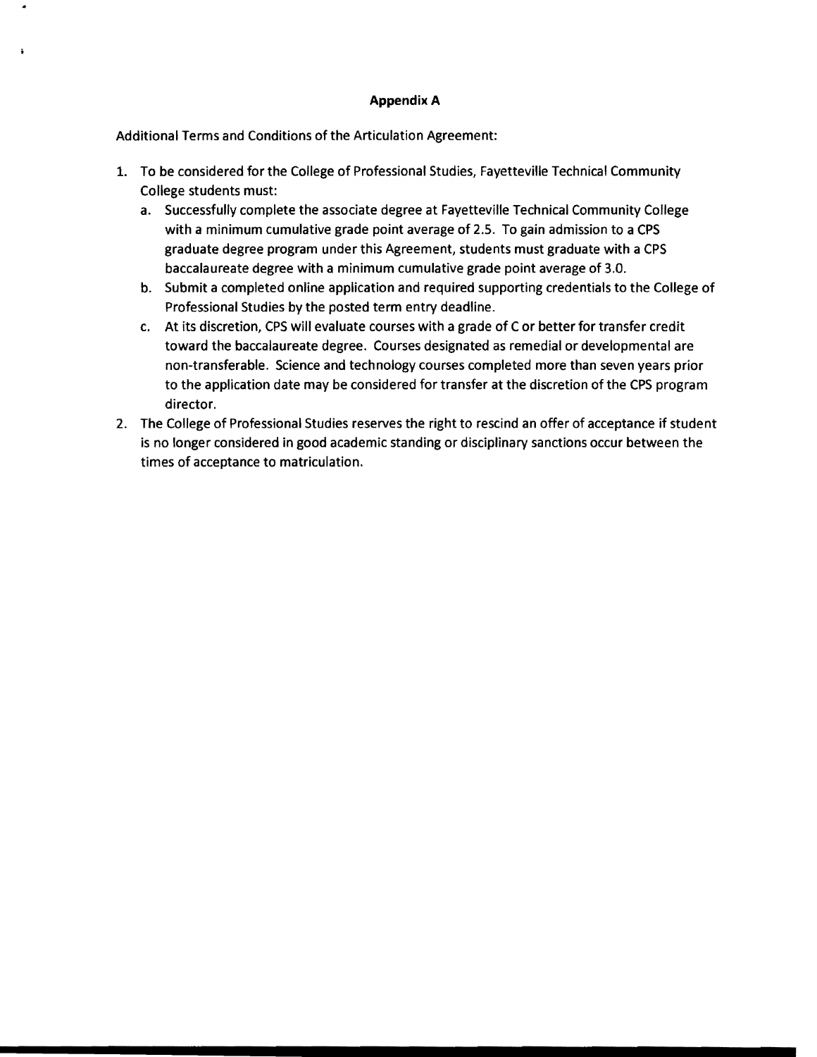**Appendix A**

Additional Terms and Conditions of the Articulation Agreement:

1. To be considered for the College of Professional Studies, Fayetteville Technical Community College students must:
   a. Successfully complete the associate degree at Fayetteville Technical Community College with a minimum cumulative grade point average of 2.5. To gain admission to a CPS graduate degree program under this Agreement, students must graduate with a CPS baccalaureate degree with a minimum cumulative grade point average of 3.0.
   b. Submit a completed online application and required supporting credentials to the College of Professional Studies by the posted term entry deadline.
   c. At its discretion, CPS will evaluate courses with a grade of C or better for transfer credit toward the baccalaureate degree. Courses designated as remedial or developmental are non-transferable. Science and technology courses completed more than seven years prior to the application date may be considered for transfer at the discretion of the CPS program director.
2. The College of Professional Studies reserves the right to rescind an offer of acceptance if student is no longer considered in good academic standing or disciplinary sanctions occur between the times of acceptance to matriculation.